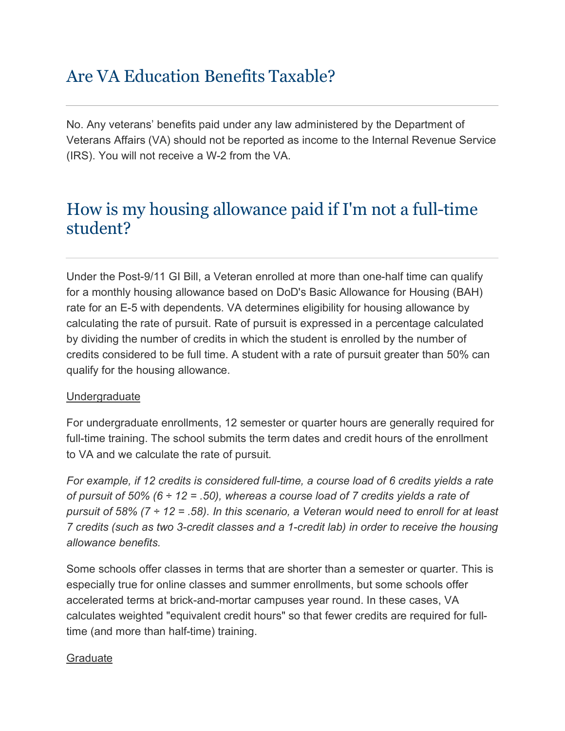# Are VA Education Benefits Taxable?

No. Any veterans' benefits paid under any law administered by the Department of Veterans Affairs (VA) should not be reported as income to the Internal Revenue Service (IRS). You will not receive a W-2 from the VA.

# How is my housing allowance paid if I'm not a full-time student?

Under the Post-9/11 GI Bill, a Veteran enrolled at more than one-half time can qualify for a monthly housing allowance based on DoD's Basic Allowance for Housing (BAH) rate for an E-5 with dependents. VA determines eligibility for housing allowance by calculating the rate of pursuit. Rate of pursuit is expressed in a percentage calculated by dividing the number of credits in which the student is enrolled by the number of credits considered to be full time. A student with a rate of pursuit greater than 50% can qualify for the housing allowance.

Undergraduate

For undergraduate enrollments, 12 semester or quarter hours are generally required for full-time training. The school submits the term dates and credit hours of the enrollment to VA and we calculate the rate of pursuit.

*For example, if 12 credits is considered full-time, a course load of 6 credits yields a rate of pursuit of 50% (6 ÷ 12 = .50), whereas a course load of 7 credits yields a rate of pursuit of 58% (7 ÷ 12 = .58). In this scenario, a Veteran would need to enroll for at least 7 credits (such as two 3-credit classes and a 1-credit lab) in order to receive the housing allowance benefits.*

Some schools offer classes in terms that are shorter than a semester or quarter. This is especially true for online classes and summer enrollments, but some schools offer accelerated terms at brick-and-mortar campuses year round. In these cases, VA calculates weighted "equivalent credit hours" so that fewer credits are required for full-time (and more than half-time) training.

Graduate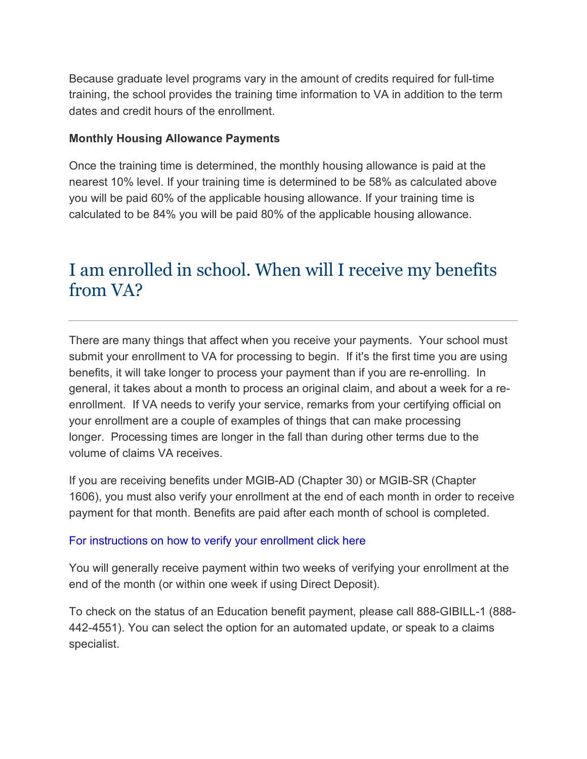Because graduate level programs vary in the amount of credits required for full-time training, the school provides the training time information to VA in addition to the term dates and credit hours of the enrollment.

**Monthly Housing Allowance Payments**

Once the training time is determined, the monthly housing allowance is paid at the nearest 10% level. If your training time is determined to be 58% as calculated above you will be paid 60% of the applicable housing allowance. If your training time is calculated to be 84% you will be paid 80% of the applicable housing allowance.

## I am enrolled in school. When will I receive my benefits from VA?

---

There are many things that affect when you receive your payments. Your school must submit your enrollment to VA for processing to begin. If it's the first time you are using benefits, it will take longer to process your payment than if you are re-enrolling. In general, it takes about a month to process an original claim, and about a week for a re-enrollment. If VA needs to verify your service, remarks from your certifying official on your enrollment are a couple of examples of things that can make processing longer. Processing times are longer in the fall than during other terms due to the volume of claims VA receives.

If you are receiving benefits under MGIB-AD (Chapter 30) or MGIB-SR (Chapter 1606), you must also verify your enrollment at the end of each month in order to receive payment for that month. Benefits are paid after each month of school is completed.

For instructions on how to verify your enrollment click here

You will generally receive payment within two weeks of verifying your enrollment at the end of the month (or within one week if using Direct Deposit).

To check on the status of an Education benefit payment, please call 888-GIBILL-1 (888-442-4551). You can select the option for an automated update, or speak to a claims specialist.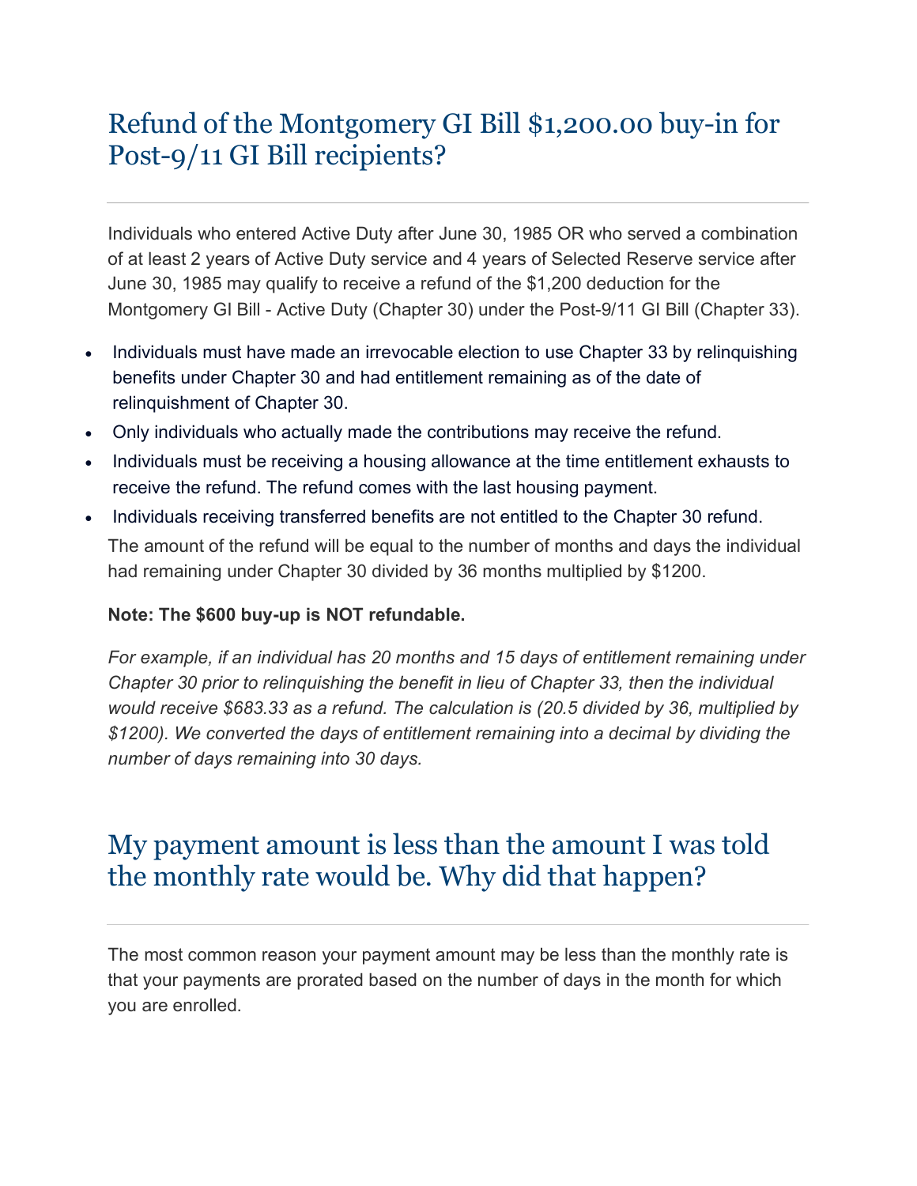## Refund of the Montgomery GI Bill $1,200.00 buy-in for Post-9/11 GI Bill recipients?

Individuals who entered Active Duty after June 30, 1985 OR who served a combination of at least 2 years of Active Duty service and 4 years of Selected Reserve service after June 30, 1985 may qualify to receive a refund of the $1,200 deduction for the Montgomery GI Bill - Active Duty (Chapter 30) under the Post-9/11 GI Bill (Chapter 33).

- Individuals must have made an irrevocable election to use Chapter 33 by relinquishing benefits under Chapter 30 and had entitlement remaining as of the date of relinquishment of Chapter 30.
- Only individuals who actually made the contributions may receive the refund.
- Individuals must be receiving a housing allowance at the time entitlement exhausts to receive the refund. The refund comes with the last housing payment.
- Individuals receiving transferred benefits are not entitled to the Chapter 30 refund.

The amount of the refund will be equal to the number of months and days the individual had remaining under Chapter 30 divided by 36 months multiplied by $1200.

**Note: The $600 buy-up is NOT refundable.**

*For example, if an individual has 20 months and 15 days of entitlement remaining under Chapter 30 prior to relinquishing the benefit in lieu of Chapter 33, then the individual would receive $683.33 as a refund. The calculation is (20.5 divided by 36, multiplied by $1200). We converted the days of entitlement remaining into a decimal by dividing the number of days remaining into 30 days.*

## My payment amount is less than the amount I was told the monthly rate would be. Why did that happen?

The most common reason your payment amount may be less than the monthly rate is that your payments are prorated based on the number of days in the month for which you are enrolled.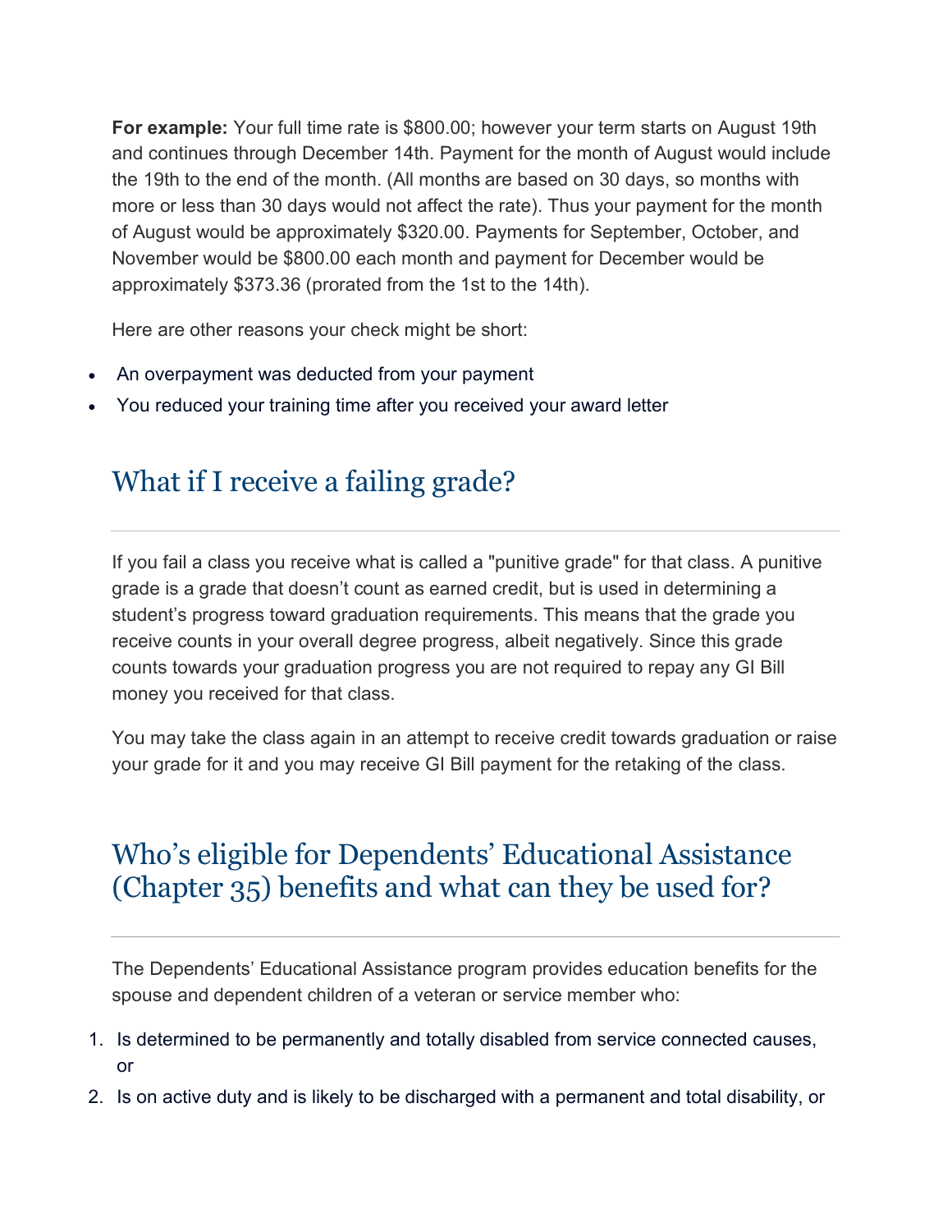**For example:** Your full time rate is $800.00; however your term starts on August 19th and continues through December 14th. Payment for the month of August would include the 19th to the end of the month. (All months are based on 30 days, so months with more or less than 30 days would not affect the rate). Thus your payment for the month of August would be approximately $320.00. Payments for September, October, and November would be $800.00 each month and payment for December would be approximately $373.36 (prorated from the 1st to the 14th).

Here are other reasons your check might be short:

- An overpayment was deducted from your payment
- You reduced your training time after you received your award letter

## What if I receive a failing grade?

If you fail a class you receive what is called a "punitive grade" for that class. A punitive grade is a grade that doesn't count as earned credit, but is used in determining a student's progress toward graduation requirements. This means that the grade you receive counts in your overall degree progress, albeit negatively. Since this grade counts towards your graduation progress you are not required to repay any GI Bill money you received for that class.

You may take the class again in an attempt to receive credit towards graduation or raise your grade for it and you may receive GI Bill payment for the retaking of the class.

## Who's eligible for Dependents' Educational Assistance (Chapter 35) benefits and what can they be used for?

The Dependents' Educational Assistance program provides education benefits for the spouse and dependent children of a veteran or service member who:

1. Is determined to be permanently and totally disabled from service connected causes, or
2. Is on active duty and is likely to be discharged with a permanent and total disability, or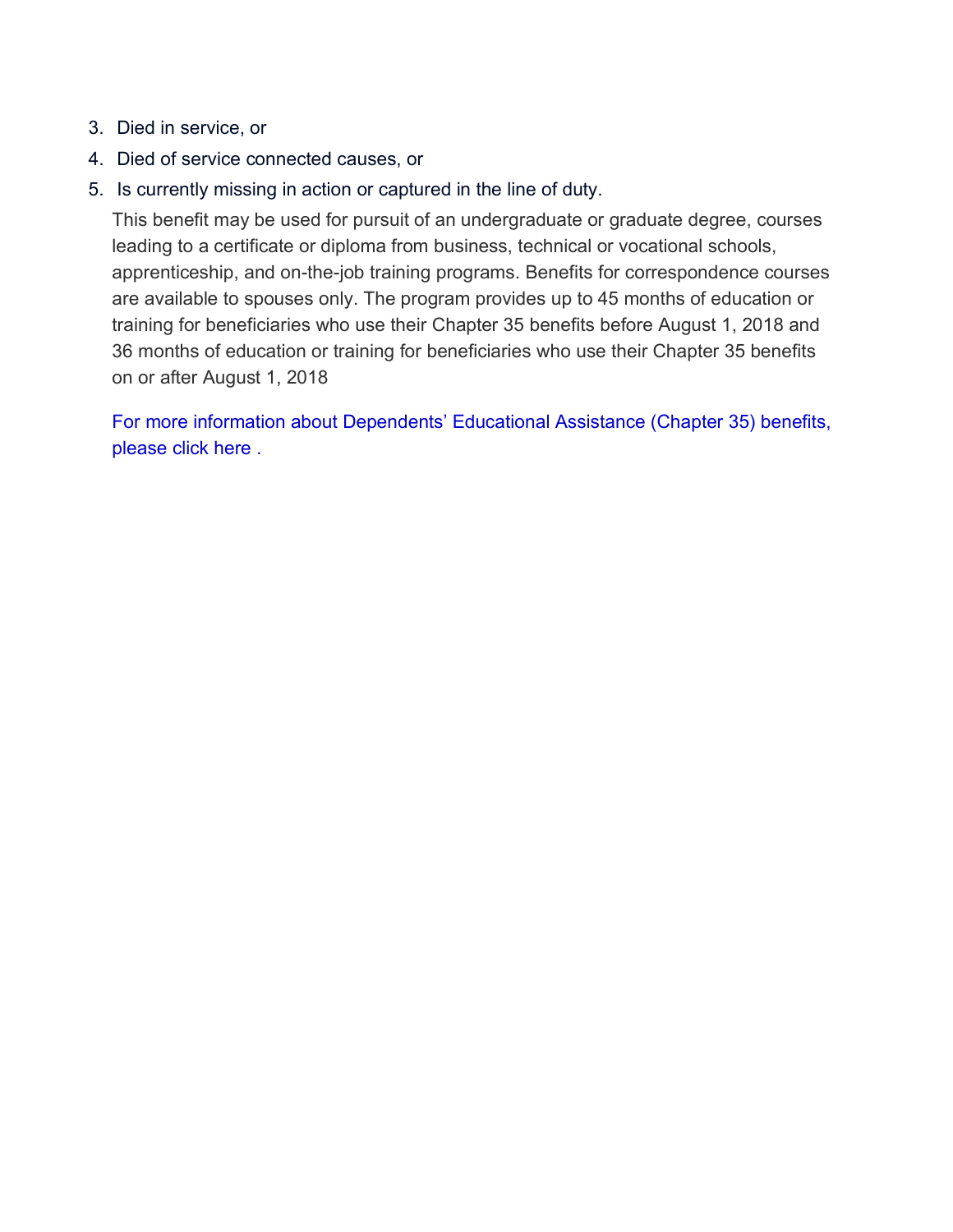3. Died in service, or
4. Died of service connected causes, or
5. Is currently missing in action or captured in the line of duty.

   This benefit may be used for pursuit of an undergraduate or graduate degree, courses leading to a certificate or diploma from business, technical or vocational schools, apprenticeship, and on-the-job training programs. Benefits for correspondence courses are available to spouses only. The program provides up to 45 months of education or training for beneficiaries who use their Chapter 35 benefits before August 1, 2018 and 36 months of education or training for beneficiaries who use their Chapter 35 benefits on or after August 1, 2018

   For more information about Dependents' Educational Assistance (Chapter 35) benefits, please click here .